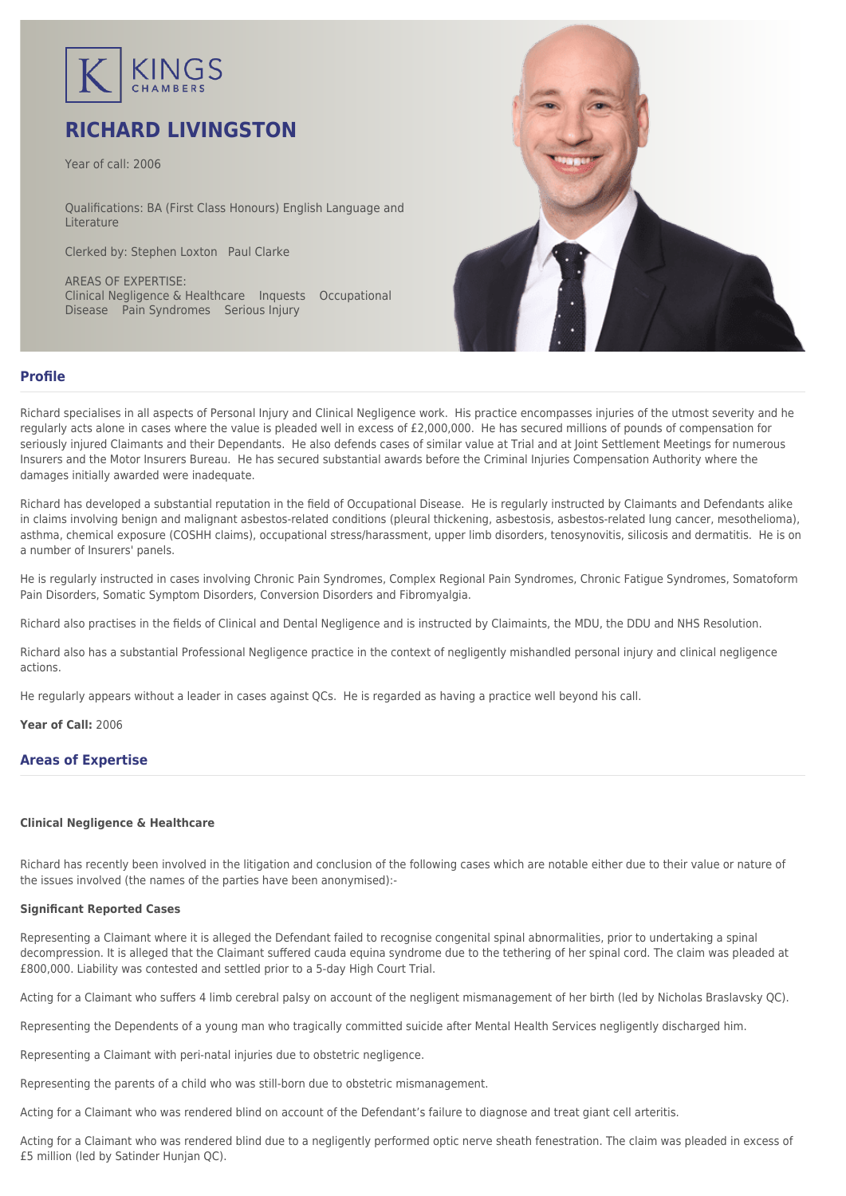KINGS CHAMBERS

# RICHARD LIVINGSTON

Year of call: 2006

Qualifications: BA (First Class Honours) English Language and Literature

Clerked by: Stephen Loxton   Paul Clarke

AREAS OF EXPERTISE:
Clinical Negligence & Healthcare   Inquests   Occupational Disease   Pain Syndromes   Serious Injury

## Profile

Richard specialises in all aspects of Personal Injury and Clinical Negligence work. His practice encompasses injuries of the utmost severity and he regularly acts alone in cases where the value is pleaded well in excess of £2,000,000. He has secured millions of pounds of compensation for seriously injured Claimants and their Dependants. He also defends cases of similar value at Trial and at Joint Settlement Meetings for numerous Insurers and the Motor Insurers Bureau. He has secured substantial awards before the Criminal Injuries Compensation Authority where the damages initially awarded were inadequate.

Richard has developed a substantial reputation in the field of Occupational Disease. He is regularly instructed by Claimants and Defendants alike in claims involving benign and malignant asbestos-related conditions (pleural thickening, asbestosis, asbestos-related lung cancer, mesothelioma), asthma, chemical exposure (COSHH claims), occupational stress/harassment, upper limb disorders, tenosynovitis, silicosis and dermatitis. He is on a number of Insurers' panels.

He is regularly instructed in cases involving Chronic Pain Syndromes, Complex Regional Pain Syndromes, Chronic Fatigue Syndromes, Somatoform Pain Disorders, Somatic Symptom Disorders, Conversion Disorders and Fibromyalgia.

Richard also practises in the fields of Clinical and Dental Negligence and is instructed by Claimaints, the MDU, the DDU and NHS Resolution.

Richard also has a substantial Professional Negligence practice in the context of negligently mishandled personal injury and clinical negligence actions.

He regularly appears without a leader in cases against QCs. He is regarded as having a practice well beyond his call.

**Year of Call:** 2006

## Areas of Expertise

### Clinical Negligence & Healthcare

Richard has recently been involved in the litigation and conclusion of the following cases which are notable either due to their value or nature of the issues involved (the names of the parties have been anonymised):-

**Significant Reported Cases**

Representing a Claimant where it is alleged the Defendant failed to recognise congenital spinal abnormalities, prior to undertaking a spinal decompression. It is alleged that the Claimant suffered cauda equina syndrome due to the tethering of her spinal cord. The claim was pleaded at £800,000. Liability was contested and settled prior to a 5-day High Court Trial.

Acting for a Claimant who suffers 4 limb cerebral palsy on account of the negligent mismanagement of her birth (led by Nicholas Braslavsky QC).

Representing the Dependents of a young man who tragically committed suicide after Mental Health Services negligently discharged him.

Representing a Claimant with peri-natal injuries due to obstetric negligence.

Representing the parents of a child who was still-born due to obstetric mismanagement.

Acting for a Claimant who was rendered blind on account of the Defendant's failure to diagnose and treat giant cell arteritis.

Acting for a Claimant who was rendered blind due to a negligently performed optic nerve sheath fenestration. The claim was pleaded in excess of £5 million (led by Satinder Hunjan QC).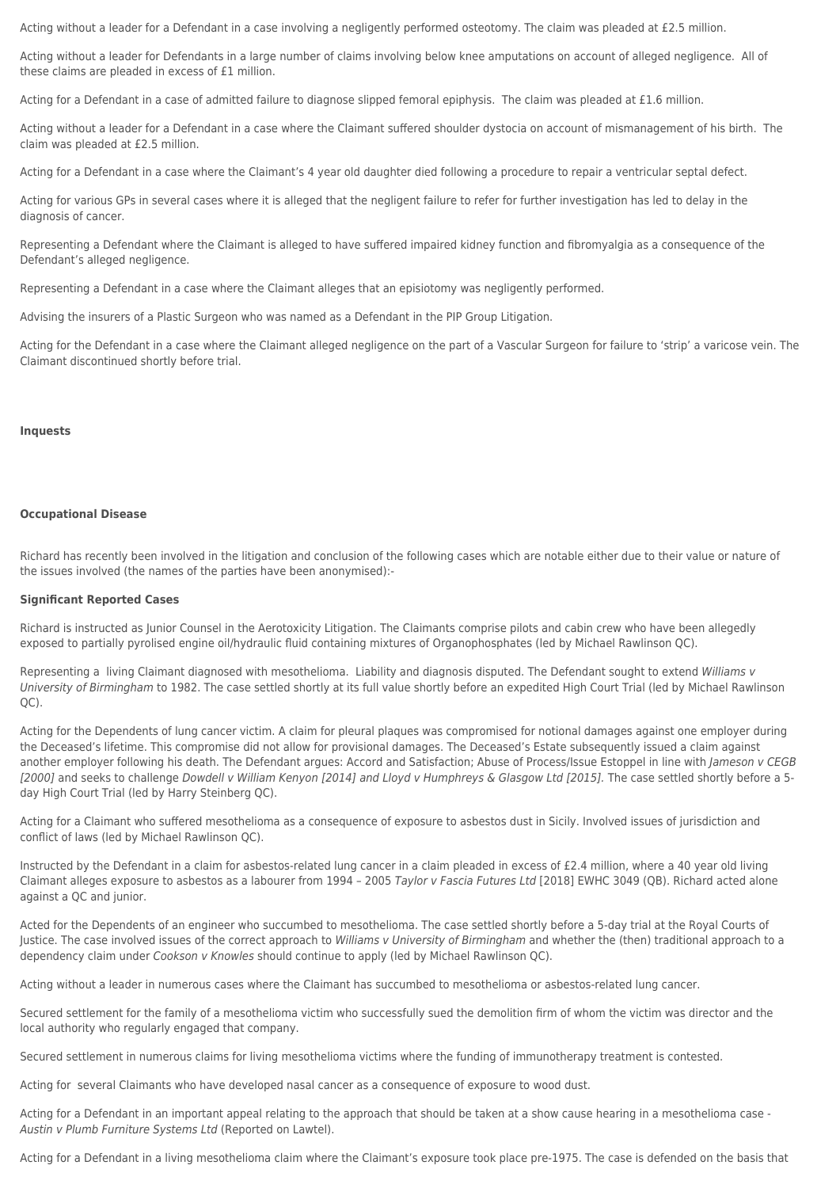Acting without a leader for a Defendant in a case involving a negligently performed osteotomy. The claim was pleaded at £2.5 million.

Acting without a leader for Defendants in a large number of claims involving below knee amputations on account of alleged negligence. All of these claims are pleaded in excess of £1 million.

Acting for a Defendant in a case of admitted failure to diagnose slipped femoral epiphysis. The claim was pleaded at £1.6 million.

Acting without a leader for a Defendant in a case where the Claimant suffered shoulder dystocia on account of mismanagement of his birth. The claim was pleaded at £2.5 million.

Acting for a Defendant in a case where the Claimant's 4 year old daughter died following a procedure to repair a ventricular septal defect.

Acting for various GPs in several cases where it is alleged that the negligent failure to refer for further investigation has led to delay in the diagnosis of cancer.

Representing a Defendant where the Claimant is alleged to have suffered impaired kidney function and fibromyalgia as a consequence of the Defendant's alleged negligence.

Representing a Defendant in a case where the Claimant alleges that an episiotomy was negligently performed.

Advising the insurers of a Plastic Surgeon who was named as a Defendant in the PIP Group Litigation.

Acting for the Defendant in a case where the Claimant alleged negligence on the part of a Vascular Surgeon for failure to 'strip' a varicose vein. The Claimant discontinued shortly before trial.

**Inquests**

**Occupational Disease**

Richard has recently been involved in the litigation and conclusion of the following cases which are notable either due to their value or nature of the issues involved (the names of the parties have been anonymised):-

**Significant Reported Cases**

Richard is instructed as Junior Counsel in the Aerotoxicity Litigation. The Claimants comprise pilots and cabin crew who have been allegedly exposed to partially pyrolised engine oil/hydraulic fluid containing mixtures of Organophosphates (led by Michael Rawlinson QC).

Representing a living Claimant diagnosed with mesothelioma. Liability and diagnosis disputed. The Defendant sought to extend *Williams v University of Birmingham* to 1982. The case settled shortly at its full value shortly before an expedited High Court Trial (led by Michael Rawlinson QC).

Acting for the Dependents of lung cancer victim. A claim for pleural plaques was compromised for notional damages against one employer during the Deceased's lifetime. This compromise did not allow for provisional damages. The Deceased's Estate subsequently issued a claim against another employer following his death. The Defendant argues: Accord and Satisfaction; Abuse of Process/Issue Estoppel in line with *Jameson v CEGB [2000]* and seeks to challenge *Dowdell v William Kenyon [2014] and Lloyd v Humphreys & Glasgow Ltd [2015].* The case settled shortly before a 5-day High Court Trial (led by Harry Steinberg QC).

Acting for a Claimant who suffered mesothelioma as a consequence of exposure to asbestos dust in Sicily. Involved issues of jurisdiction and conflict of laws (led by Michael Rawlinson QC).

Instructed by the Defendant in a claim for asbestos-related lung cancer in a claim pleaded in excess of £2.4 million, where a 40 year old living Claimant alleges exposure to asbestos as a labourer from 1994 – 2005 *Taylor v Fascia Futures Ltd* [2018] EWHC 3049 (QB). Richard acted alone against a QC and junior.

Acted for the Dependents of an engineer who succumbed to mesothelioma. The case settled shortly before a 5-day trial at the Royal Courts of Justice. The case involved issues of the correct approach to *Williams v University of Birmingham* and whether the (then) traditional approach to a dependency claim under *Cookson v Knowles* should continue to apply (led by Michael Rawlinson QC).

Acting without a leader in numerous cases where the Claimant has succumbed to mesothelioma or asbestos-related lung cancer.

Secured settlement for the family of a mesothelioma victim who successfully sued the demolition firm of whom the victim was director and the local authority who regularly engaged that company.

Secured settlement in numerous claims for living mesothelioma victims where the funding of immunotherapy treatment is contested.

Acting for several Claimants who have developed nasal cancer as a consequence of exposure to wood dust.

Acting for a Defendant in an important appeal relating to the approach that should be taken at a show cause hearing in a mesothelioma case - *Austin v Plumb Furniture Systems Ltd* (Reported on Lawtel).

Acting for a Defendant in a living mesothelioma claim where the Claimant's exposure took place pre-1975. The case is defended on the basis that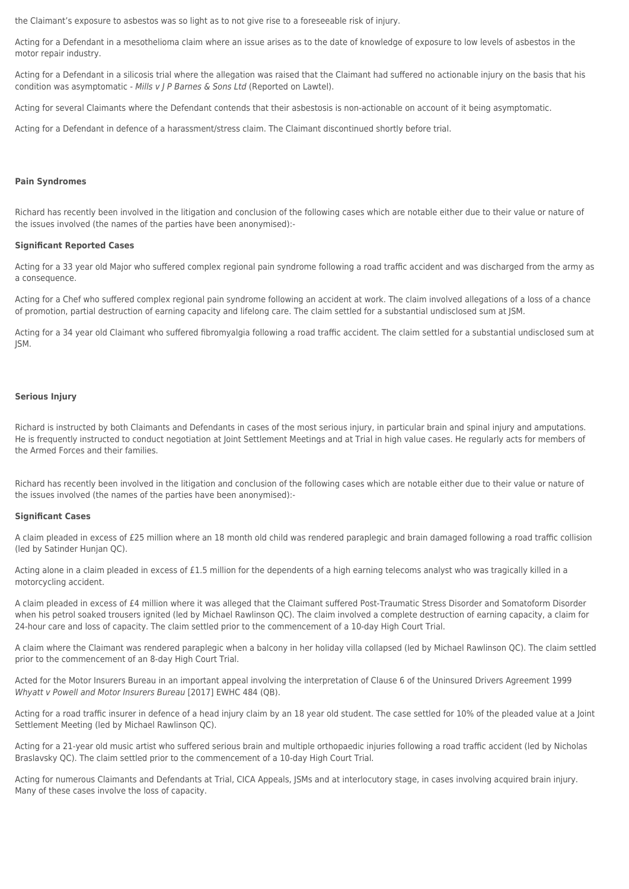the Claimant's exposure to asbestos was so light as to not give rise to a foreseeable risk of injury.

Acting for a Defendant in a mesothelioma claim where an issue arises as to the date of knowledge of exposure to low levels of asbestos in the motor repair industry.

Acting for a Defendant in a silicosis trial where the allegation was raised that the Claimant had suffered no actionable injury on the basis that his condition was asymptomatic - *Mills v J P Barnes & Sons Ltd* (Reported on Lawtel).

Acting for several Claimants where the Defendant contends that their asbestosis is non-actionable on account of it being asymptomatic.

Acting for a Defendant in defence of a harassment/stress claim. The Claimant discontinued shortly before trial.

**Pain Syndromes**

Richard has recently been involved in the litigation and conclusion of the following cases which are notable either due to their value or nature of the issues involved (the names of the parties have been anonymised):-

**Significant Reported Cases**

Acting for a 33 year old Major who suffered complex regional pain syndrome following a road traffic accident and was discharged from the army as a consequence.

Acting for a Chef who suffered complex regional pain syndrome following an accident at work. The claim involved allegations of a loss of a chance of promotion, partial destruction of earning capacity and lifelong care. The claim settled for a substantial undisclosed sum at JSM.

Acting for a 34 year old Claimant who suffered fibromyalgia following a road traffic accident. The claim settled for a substantial undisclosed sum at JSM.

**Serious Injury**

Richard is instructed by both Claimants and Defendants in cases of the most serious injury, in particular brain and spinal injury and amputations. He is frequently instructed to conduct negotiation at Joint Settlement Meetings and at Trial in high value cases. He regularly acts for members of the Armed Forces and their families.

Richard has recently been involved in the litigation and conclusion of the following cases which are notable either due to their value or nature of the issues involved (the names of the parties have been anonymised):-

**Significant Cases**

A claim pleaded in excess of £25 million where an 18 month old child was rendered paraplegic and brain damaged following a road traffic collision (led by Satinder Hunjan QC).

Acting alone in a claim pleaded in excess of £1.5 million for the dependents of a high earning telecoms analyst who was tragically killed in a motorcycling accident.

A claim pleaded in excess of £4 million where it was alleged that the Claimant suffered Post-Traumatic Stress Disorder and Somatoform Disorder when his petrol soaked trousers ignited (led by Michael Rawlinson QC). The claim involved a complete destruction of earning capacity, a claim for 24-hour care and loss of capacity. The claim settled prior to the commencement of a 10-day High Court Trial.

A claim where the Claimant was rendered paraplegic when a balcony in her holiday villa collapsed (led by Michael Rawlinson QC). The claim settled prior to the commencement of an 8-day High Court Trial.

Acted for the Motor Insurers Bureau in an important appeal involving the interpretation of Clause 6 of the Uninsured Drivers Agreement 1999 *Whyatt v Powell and Motor Insurers Bureau* [2017] EWHC 484 (QB).

Acting for a road traffic insurer in defence of a head injury claim by an 18 year old student. The case settled for 10% of the pleaded value at a Joint Settlement Meeting (led by Michael Rawlinson QC).

Acting for a 21-year old music artist who suffered serious brain and multiple orthopaedic injuries following a road traffic accident (led by Nicholas Braslavsky QC). The claim settled prior to the commencement of a 10-day High Court Trial.

Acting for numerous Claimants and Defendants at Trial, CICA Appeals, JSMs and at interlocutory stage, in cases involving acquired brain injury. Many of these cases involve the loss of capacity.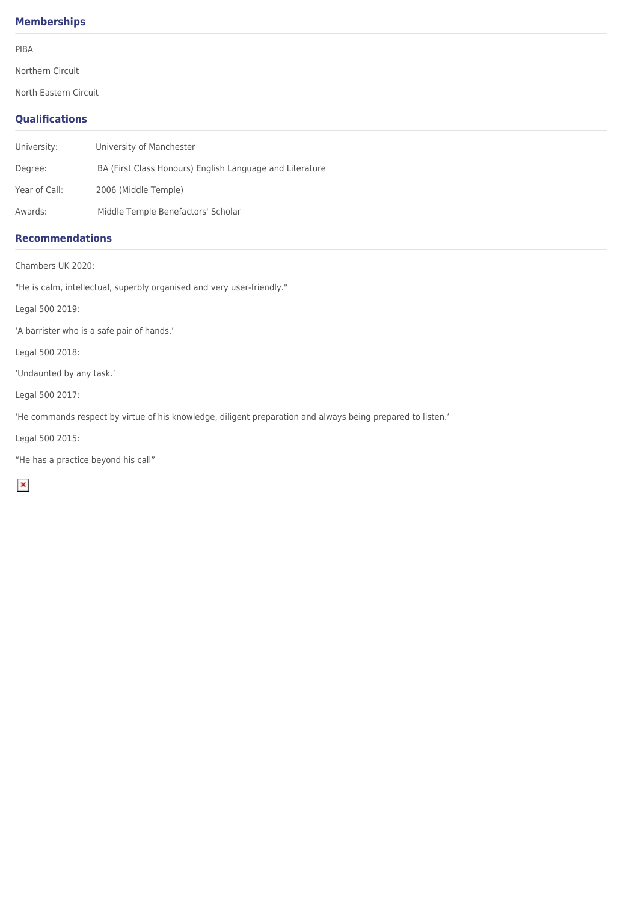## Memberships

PIBA

Northern Circuit

North Eastern Circuit

## Qualifications

| | |
|---|---|
| University: | University of Manchester |
| Degree: | BA (First Class Honours) English Language and Literature |
| Year of Call: | 2006 (Middle Temple) |
| Awards: | Middle Temple Benefactors' Scholar |

## Recommendations

Chambers UK 2020:

"He is calm, intellectual, superbly organised and very user-friendly."

Legal 500 2019:

'A barrister who is a safe pair of hands.'

Legal 500 2018:

'Undaunted by any task.'

Legal 500 2017:

'He commands respect by virtue of his knowledge, diligent preparation and always being prepared to listen.'

Legal 500 2015:

"He has a practice beyond his call"